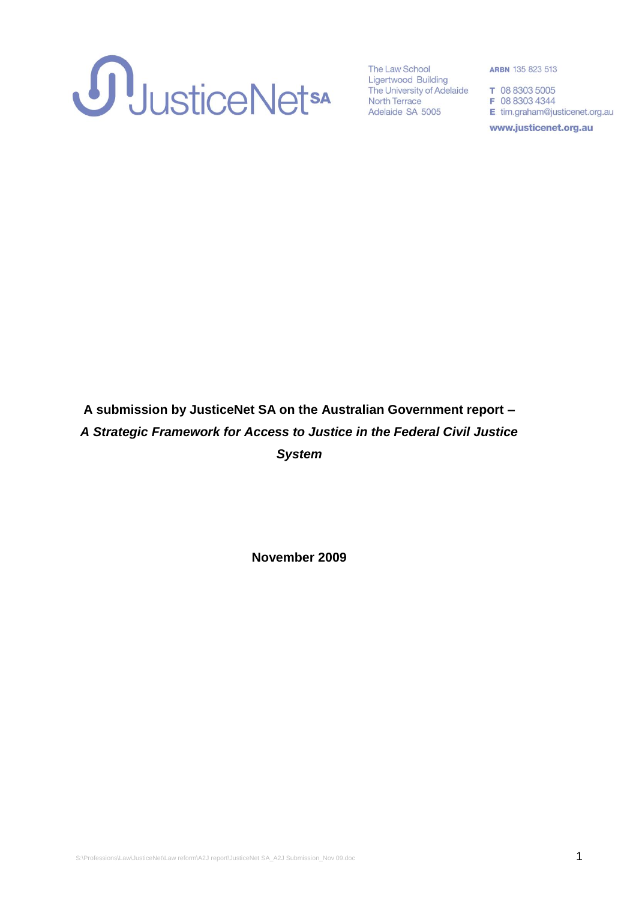JusticeNet SA

The Law School
Ligertwood Building
The University of Adelaide
North Terrace
Adelaide SA 5005

**ARBN** 135 823 513

**T** 08 8303 5005
**F** 08 8303 4344
**E** tim.graham@justicenet.org.au

**www.justicenet.org.au**

**A submission by JusticeNet SA on the Australian Government report –** ***A Strategic Framework for Access to Justice in the Federal Civil Justice System***

**November 2009**

S:\Professions\Law\JusticeNet\Law reform\A2J report\JusticeNet SA_A2J Submission_Nov 09.doc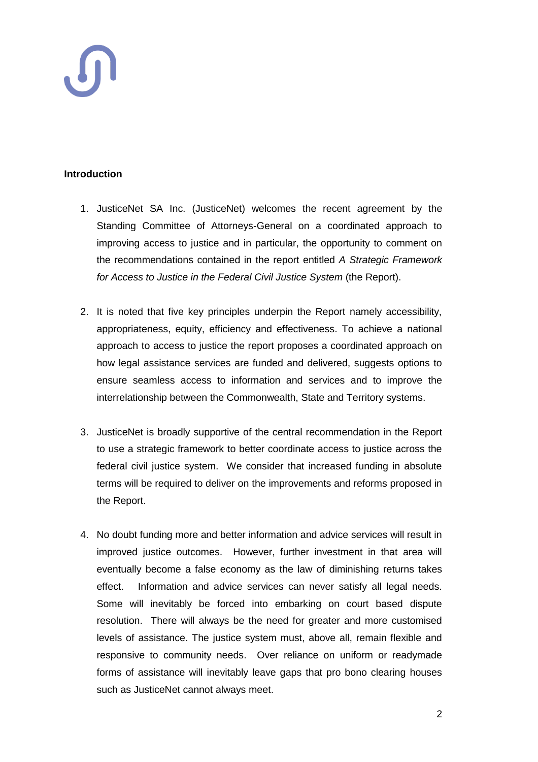**Introduction**

1. JusticeNet SA Inc. (JusticeNet) welcomes the recent agreement by the Standing Committee of Attorneys-General on a coordinated approach to improving access to justice and in particular, the opportunity to comment on the recommendations contained in the report entitled *A Strategic Framework for Access to Justice in the Federal Civil Justice System* (the Report).

2. It is noted that five key principles underpin the Report namely accessibility, appropriateness, equity, efficiency and effectiveness. To achieve a national approach to access to justice the report proposes a coordinated approach on how legal assistance services are funded and delivered, suggests options to ensure seamless access to information and services and to improve the interrelationship between the Commonwealth, State and Territory systems.

3. JusticeNet is broadly supportive of the central recommendation in the Report to use a strategic framework to better coordinate access to justice across the federal civil justice system. We consider that increased funding in absolute terms will be required to deliver on the improvements and reforms proposed in the Report.

4. No doubt funding more and better information and advice services will result in improved justice outcomes. However, further investment in that area will eventually become a false economy as the law of diminishing returns takes effect. Information and advice services can never satisfy all legal needs. Some will inevitably be forced into embarking on court based dispute resolution. There will always be the need for greater and more customised levels of assistance. The justice system must, above all, remain flexible and responsive to community needs. Over reliance on uniform or readymade forms of assistance will inevitably leave gaps that pro bono clearing houses such as JusticeNet cannot always meet.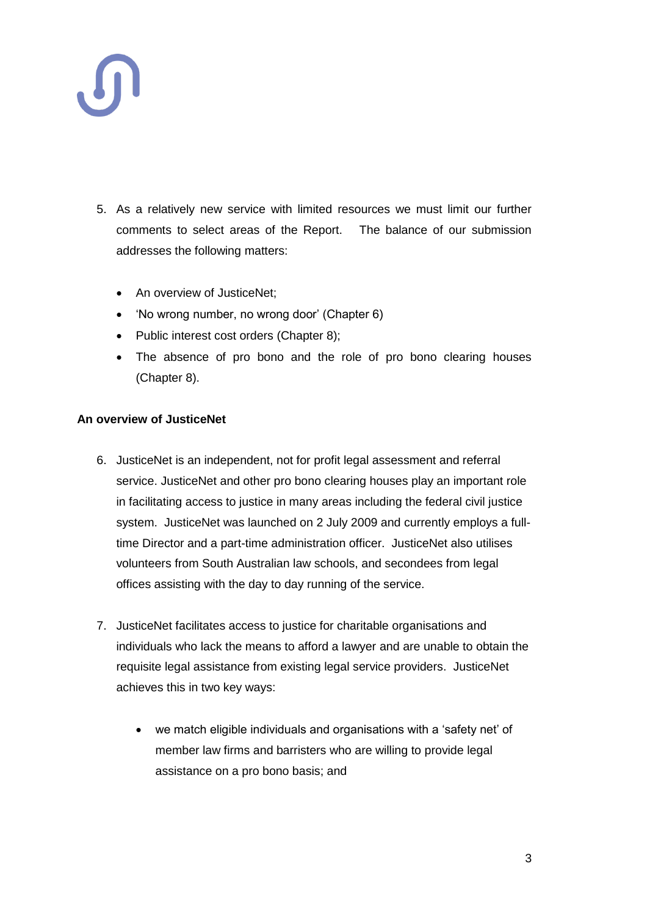5. As a relatively new service with limited resources we must limit our further comments to select areas of the Report. The balance of our submission addresses the following matters:

    - An overview of JusticeNet;
    - 'No wrong number, no wrong door' (Chapter 6)
    - Public interest cost orders (Chapter 8);
    - The absence of pro bono and the role of pro bono clearing houses (Chapter 8).

**An overview of JusticeNet**

6. JusticeNet is an independent, not for profit legal assessment and referral service. JusticeNet and other pro bono clearing houses play an important role in facilitating access to justice in many areas including the federal civil justice system. JusticeNet was launched on 2 July 2009 and currently employs a full-time Director and a part-time administration officer. JusticeNet also utilises volunteers from South Australian law schools, and secondees from legal offices assisting with the day to day running of the service.

7. JusticeNet facilitates access to justice for charitable organisations and individuals who lack the means to afford a lawyer and are unable to obtain the requisite legal assistance from existing legal service providers. JusticeNet achieves this in two key ways:

    - we match eligible individuals and organisations with a 'safety net' of member law firms and barristers who are willing to provide legal assistance on a pro bono basis; and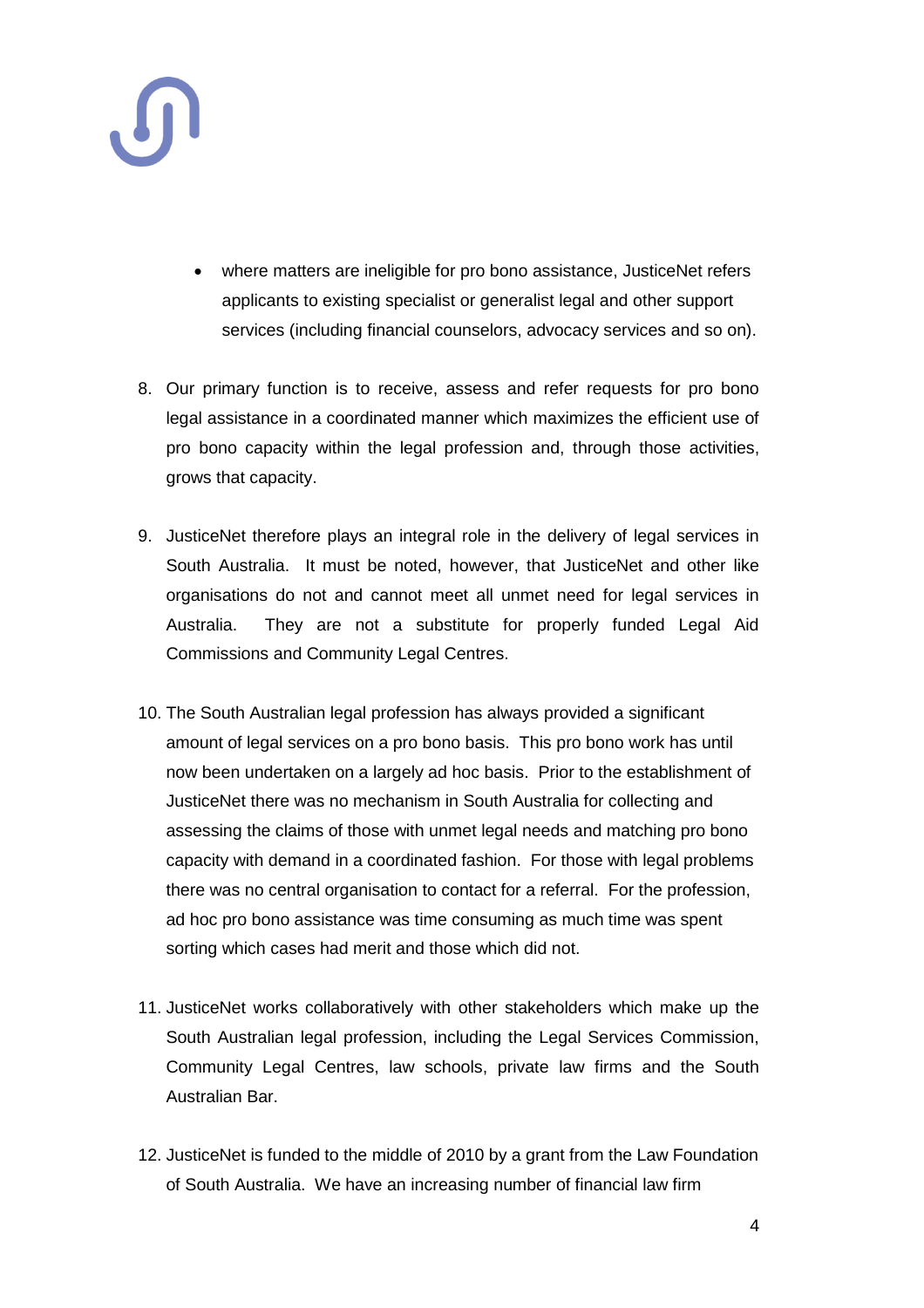- where matters are ineligible for pro bono assistance, JusticeNet refers applicants to existing specialist or generalist legal and other support services (including financial counselors, advocacy services and so on).

8. Our primary function is to receive, assess and refer requests for pro bono legal assistance in a coordinated manner which maximizes the efficient use of pro bono capacity within the legal profession and, through those activities, grows that capacity.

9. JusticeNet therefore plays an integral role in the delivery of legal services in South Australia. It must be noted, however, that JusticeNet and other like organisations do not and cannot meet all unmet need for legal services in Australia. They are not a substitute for properly funded Legal Aid Commissions and Community Legal Centres.

10. The South Australian legal profession has always provided a significant amount of legal services on a pro bono basis. This pro bono work has until now been undertaken on a largely ad hoc basis. Prior to the establishment of JusticeNet there was no mechanism in South Australia for collecting and assessing the claims of those with unmet legal needs and matching pro bono capacity with demand in a coordinated fashion. For those with legal problems there was no central organisation to contact for a referral. For the profession, ad hoc pro bono assistance was time consuming as much time was spent sorting which cases had merit and those which did not.

11. JusticeNet works collaboratively with other stakeholders which make up the South Australian legal profession, including the Legal Services Commission, Community Legal Centres, law schools, private law firms and the South Australian Bar.

12. JusticeNet is funded to the middle of 2010 by a grant from the Law Foundation of South Australia. We have an increasing number of financial law firm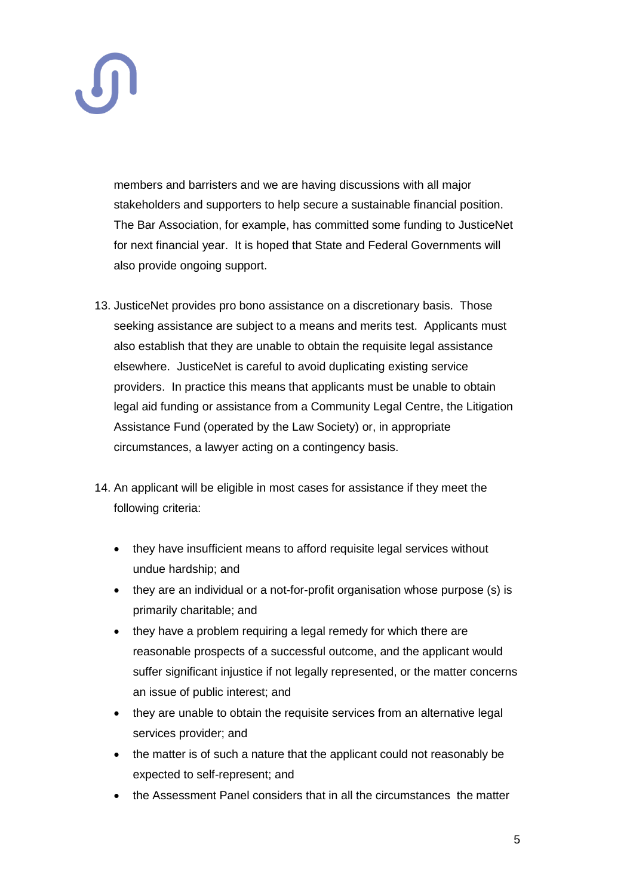members and barristers and we are having discussions with all major stakeholders and supporters to help secure a sustainable financial position. The Bar Association, for example, has committed some funding to JusticeNet for next financial year. It is hoped that State and Federal Governments will also provide ongoing support.

13. JusticeNet provides pro bono assistance on a discretionary basis. Those seeking assistance are subject to a means and merits test. Applicants must also establish that they are unable to obtain the requisite legal assistance elsewhere. JusticeNet is careful to avoid duplicating existing service providers. In practice this means that applicants must be unable to obtain legal aid funding or assistance from a Community Legal Centre, the Litigation Assistance Fund (operated by the Law Society) or, in appropriate circumstances, a lawyer acting on a contingency basis.

14. An applicant will be eligible in most cases for assistance if they meet the following criteria:

    - they have insufficient means to afford requisite legal services without undue hardship; and
    - they are an individual or a not-for-profit organisation whose purpose (s) is primarily charitable; and
    - they have a problem requiring a legal remedy for which there are reasonable prospects of a successful outcome, and the applicant would suffer significant injustice if not legally represented, or the matter concerns an issue of public interest; and
    - they are unable to obtain the requisite services from an alternative legal services provider; and
    - the matter is of such a nature that the applicant could not reasonably be expected to self-represent; and
    - the Assessment Panel considers that in all the circumstances the matter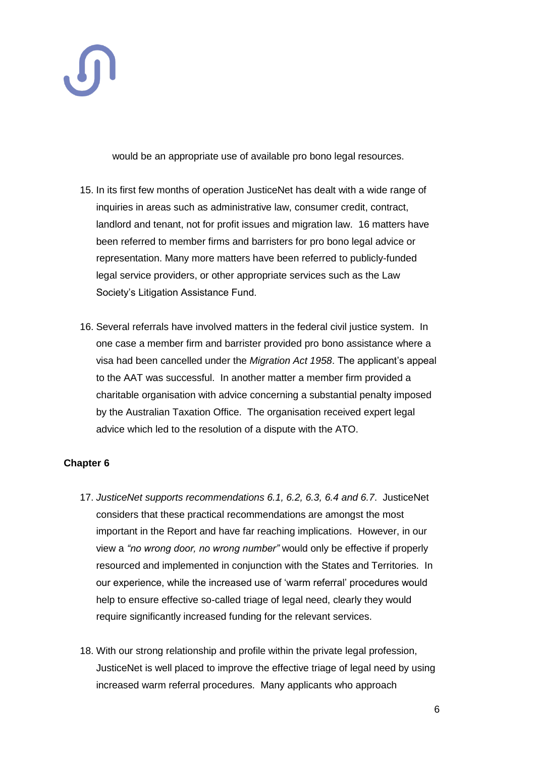would be an appropriate use of available pro bono legal resources.

15. In its first few months of operation JusticeNet has dealt with a wide range of inquiries in areas such as administrative law, consumer credit, contract, landlord and tenant, not for profit issues and migration law. 16 matters have been referred to member firms and barristers for pro bono legal advice or representation. Many more matters have been referred to publicly-funded legal service providers, or other appropriate services such as the Law Society's Litigation Assistance Fund.

16. Several referrals have involved matters in the federal civil justice system. In one case a member firm and barrister provided pro bono assistance where a visa had been cancelled under the *Migration Act 1958*. The applicant's appeal to the AAT was successful. In another matter a member firm provided a charitable organisation with advice concerning a substantial penalty imposed by the Australian Taxation Office. The organisation received expert legal advice which led to the resolution of a dispute with the ATO.

**Chapter 6**

17. *JusticeNet supports recommendations 6.1, 6.2, 6.3, 6.4 and 6.7*. JusticeNet considers that these practical recommendations are amongst the most important in the Report and have far reaching implications. However, in our view a *"no wrong door, no wrong number"* would only be effective if properly resourced and implemented in conjunction with the States and Territories. In our experience, while the increased use of 'warm referral' procedures would help to ensure effective so-called triage of legal need, clearly they would require significantly increased funding for the relevant services.

18. With our strong relationship and profile within the private legal profession, JusticeNet is well placed to improve the effective triage of legal need by using increased warm referral procedures. Many applicants who approach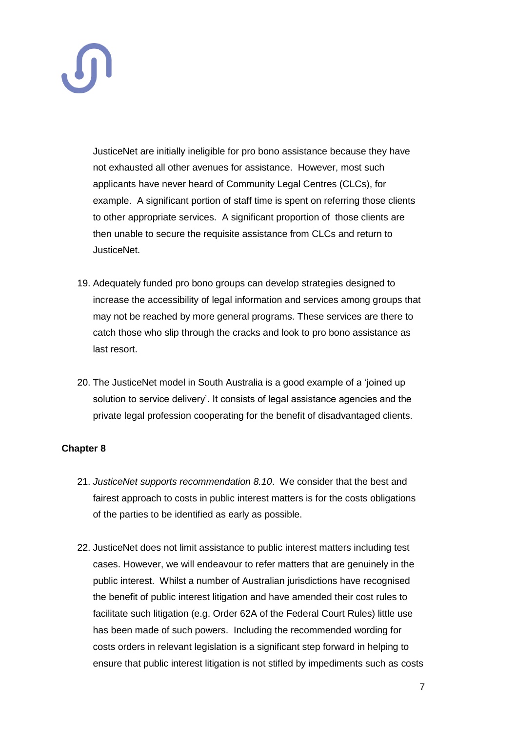JusticeNet are initially ineligible for pro bono assistance because they have not exhausted all other avenues for assistance. However, most such applicants have never heard of Community Legal Centres (CLCs), for example. A significant portion of staff time is spent on referring those clients to other appropriate services. A significant proportion of those clients are then unable to secure the requisite assistance from CLCs and return to JusticeNet.

19. Adequately funded pro bono groups can develop strategies designed to increase the accessibility of legal information and services among groups that may not be reached by more general programs. These services are there to catch those who slip through the cracks and look to pro bono assistance as last resort.

20. The JusticeNet model in South Australia is a good example of a 'joined up solution to service delivery'. It consists of legal assistance agencies and the private legal profession cooperating for the benefit of disadvantaged clients.

**Chapter 8**

21. *JusticeNet supports recommendation 8.10*. We consider that the best and fairest approach to costs in public interest matters is for the costs obligations of the parties to be identified as early as possible.

22. JusticeNet does not limit assistance to public interest matters including test cases. However, we will endeavour to refer matters that are genuinely in the public interest. Whilst a number of Australian jurisdictions have recognised the benefit of public interest litigation and have amended their cost rules to facilitate such litigation (e.g. Order 62A of the Federal Court Rules) little use has been made of such powers. Including the recommended wording for costs orders in relevant legislation is a significant step forward in helping to ensure that public interest litigation is not stifled by impediments such as costs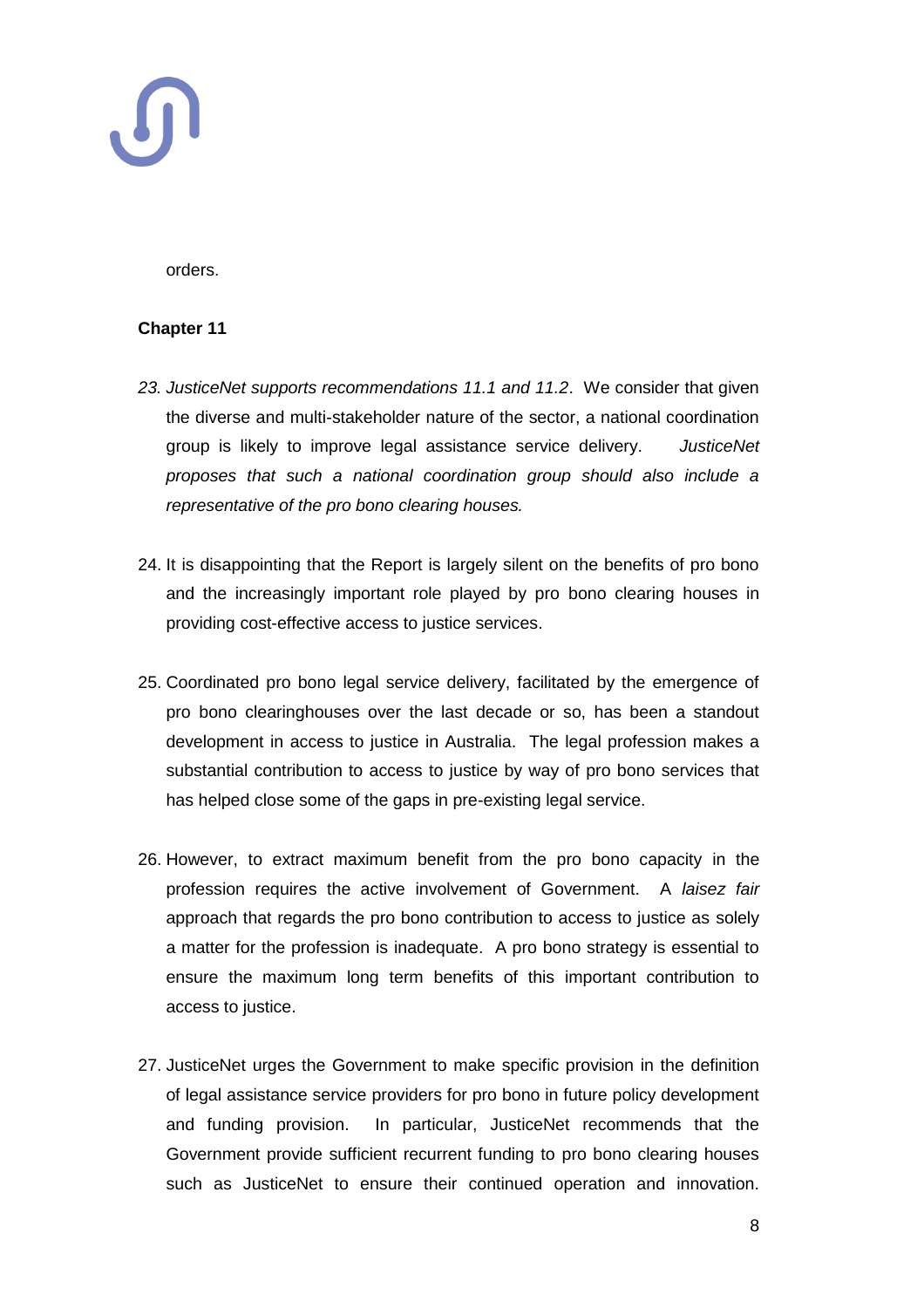orders.

**Chapter 11**

23. *JusticeNet supports recommendations 11.1 and 11.2*. We consider that given the diverse and multi-stakeholder nature of the sector, a national coordination group is likely to improve legal assistance service delivery. *JusticeNet proposes that such a national coordination group should also include a representative of the pro bono clearing houses.*

24. It is disappointing that the Report is largely silent on the benefits of pro bono and the increasingly important role played by pro bono clearing houses in providing cost-effective access to justice services.

25. Coordinated pro bono legal service delivery, facilitated by the emergence of pro bono clearinghouses over the last decade or so, has been a standout development in access to justice in Australia. The legal profession makes a substantial contribution to access to justice by way of pro bono services that has helped close some of the gaps in pre-existing legal service.

26. However, to extract maximum benefit from the pro bono capacity in the profession requires the active involvement of Government. A *laisez fair* approach that regards the pro bono contribution to access to justice as solely a matter for the profession is inadequate. A pro bono strategy is essential to ensure the maximum long term benefits of this important contribution to access to justice.

27. JusticeNet urges the Government to make specific provision in the definition of legal assistance service providers for pro bono in future policy development and funding provision. In particular, JusticeNet recommends that the Government provide sufficient recurrent funding to pro bono clearing houses such as JusticeNet to ensure their continued operation and innovation.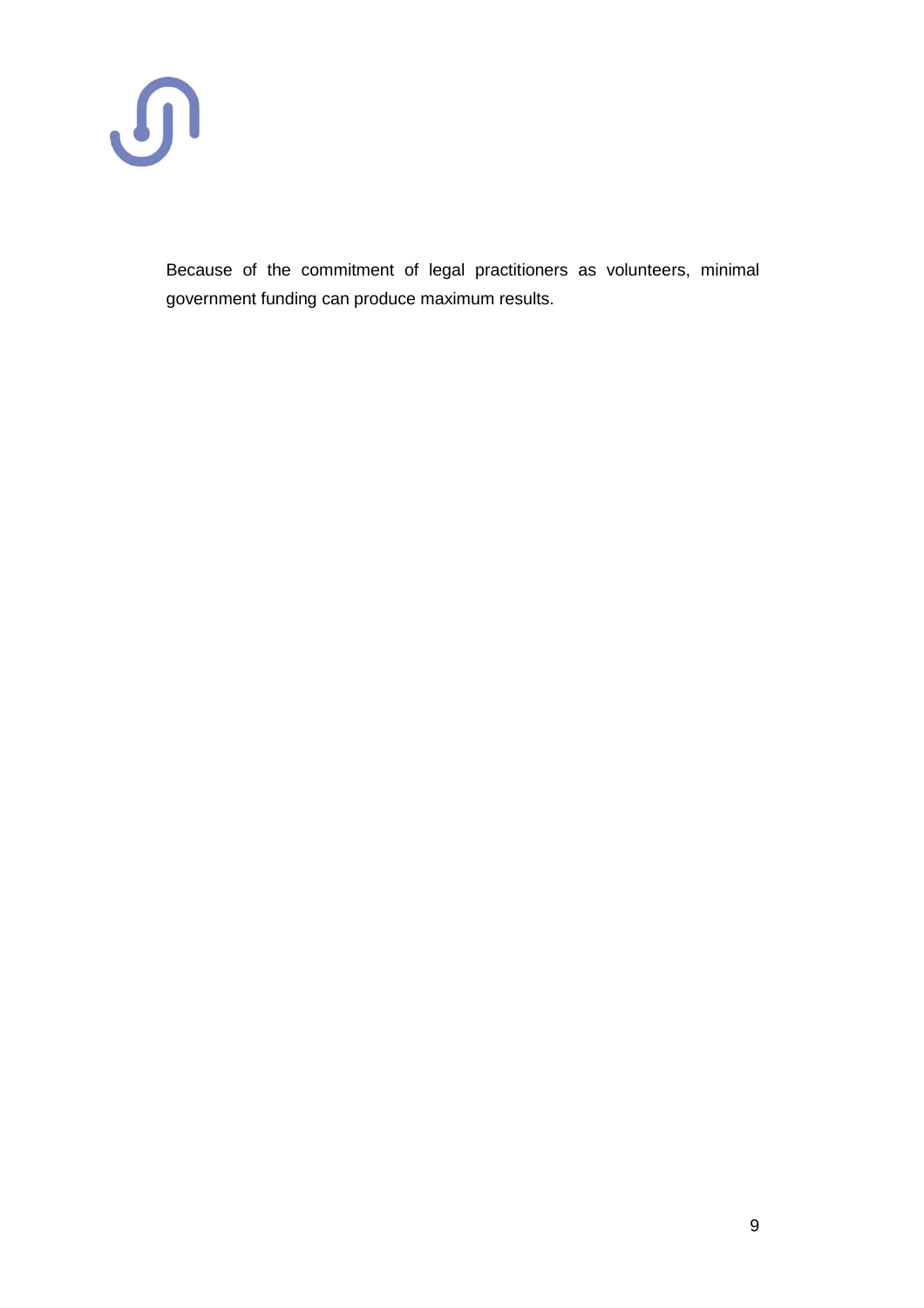Because of the commitment of legal practitioners as volunteers, minimal government funding can produce maximum results.